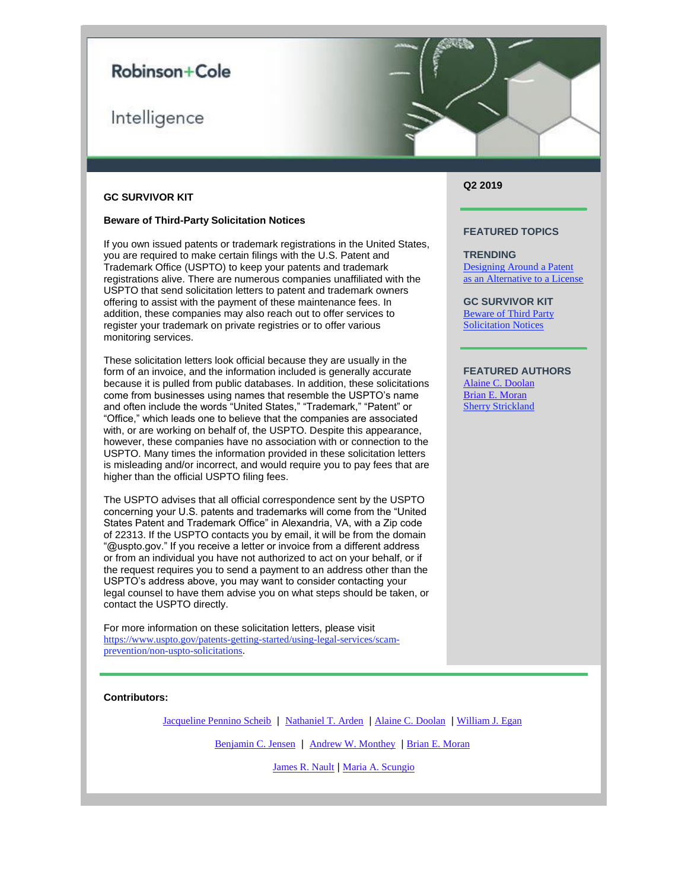Robinson+Cole

Intelligence

## GC SURVIVOR KIT

### Beware of Third-Party Solicitation Notices

If you own issued patents or trademark registrations in the United States, you are required to make certain filings with the U.S. Patent and Trademark Office (USPTO) to keep your patents and trademark registrations alive. There are numerous companies unaffiliated with the USPTO that send solicitation letters to patent and trademark owners offering to assist with the payment of these maintenance fees. In addition, these companies may also reach out to offer services to register your trademark on private registries or to offer various monitoring services.

These solicitation letters look official because they are usually in the form of an invoice, and the information included is generally accurate because it is pulled from public databases. In addition, these solicitations come from businesses using names that resemble the USPTO's name and often include the words "United States," "Trademark," "Patent" or "Office," which leads one to believe that the companies are associated with, or are working on behalf of, the USPTO. Despite this appearance, however, these companies have no association with or connection to the USPTO. Many times the information provided in these solicitation letters is misleading and/or incorrect, and would require you to pay fees that are higher than the official USPTO filing fees.

The USPTO advises that all official correspondence sent by the USPTO concerning your U.S. patents and trademarks will come from the "United States Patent and Trademark Office" in Alexandria, VA, with a Zip code of 22313. If the USPTO contacts you by email, it will be from the domain "@uspto.gov." If you receive a letter or invoice from a different address or from an individual you have not authorized to act on your behalf, or if the request requires you to send a payment to an address other than the USPTO's address above, you may want to consider contacting your legal counsel to have them advise you on what steps should be taken, or contact the USPTO directly.

For more information on these solicitation letters, please visit https://www.uspto.gov/patents-getting-started/using-legal-services/scam-prevention/non-uspto-solicitations.

**Q2 2019**

**FEATURED TOPICS**

**TRENDING**
Designing Around a Patent as an Alternative to a License

**GC SURVIVOR KIT**
Beware of Third Party Solicitation Notices

**FEATURED AUTHORS**
Alaine C. Doolan
Brian E. Moran
Sherry Strickland

**Contributors:**

Jacqueline Pennino Scheib | Nathaniel T. Arden | Alaine C. Doolan | William J. Egan

Benjamin C. Jensen | Andrew W. Monthey | Brian E. Moran

James R. Nault | Maria A. Scungio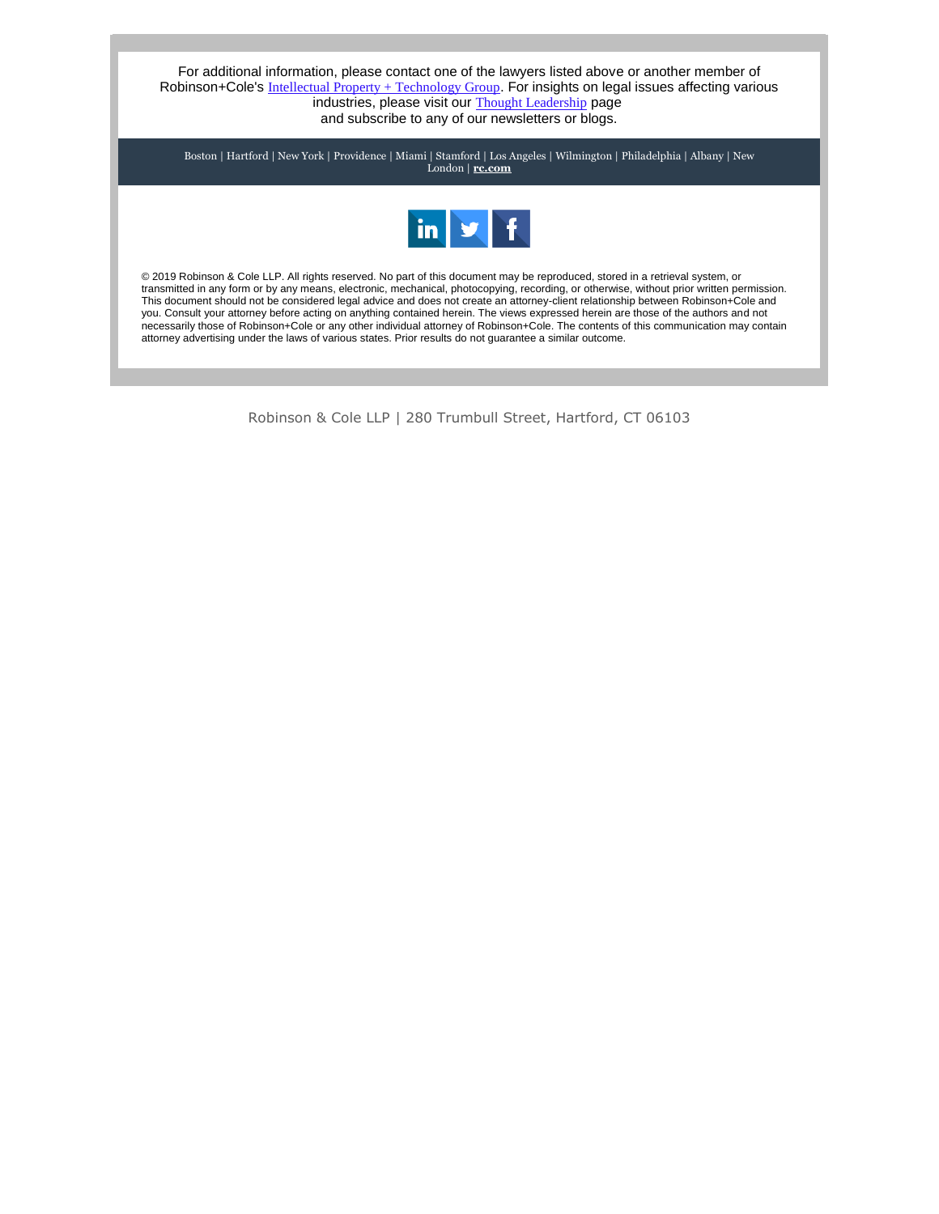For additional information, please contact one of the lawyers listed above or another member of Robinson+Cole's Intellectual Property + Technology Group. For insights on legal issues affecting various industries, please visit our Thought Leadership page and subscribe to any of our newsletters or blogs.

Boston | Hartford | New York | Providence | Miami | Stamford | Los Angeles | Wilmington | Philadelphia | Albany | New London | **rc.com**

© 2019 Robinson & Cole LLP. All rights reserved. No part of this document may be reproduced, stored in a retrieval system, or transmitted in any form or by any means, electronic, mechanical, photocopying, recording, or otherwise, without prior written permission. This document should not be considered legal advice and does not create an attorney-client relationship between Robinson+Cole and you. Consult your attorney before acting on anything contained herein. The views expressed herein are those of the authors and not necessarily those of Robinson+Cole or any other individual attorney of Robinson+Cole. The contents of this communication may contain attorney advertising under the laws of various states. Prior results do not guarantee a similar outcome.

Robinson & Cole LLP | 280 Trumbull Street, Hartford, CT 06103